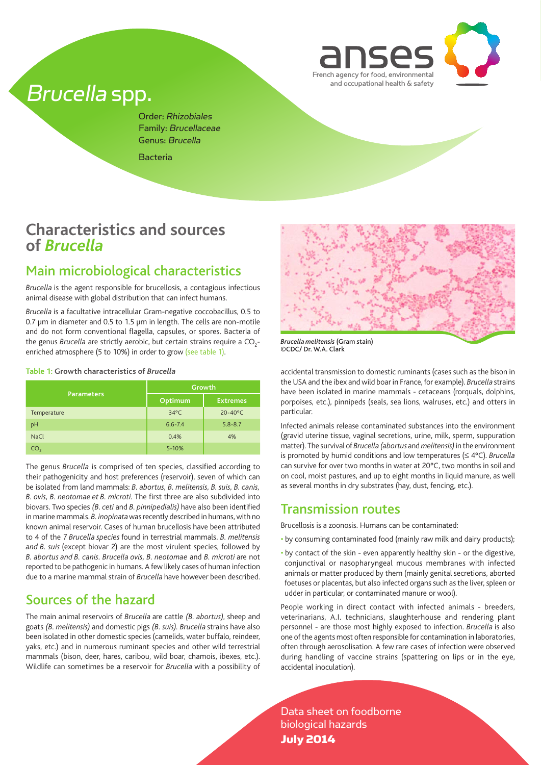# *Brucella* spp.

Order: *Rhizobiales*
Family: *Brucellaceae*
Genus: *Brucella*

Bacteria

## Characteristics and sources of *Brucella*

### Main microbiological characteristics

*Brucella* is the agent responsible for brucellosis, a contagious infectious animal disease with global distribution that can infect humans.

*Brucella* is a facultative intracellular Gram-negative coccobacillus, 0.5 to 0.7 µm in diameter and 0.5 to 1.5 µm in length. The cells are non-motile and do not form conventional flagella, capsules, or spores. Bacteria of the genus *Brucella* are strictly aerobic, but certain strains require a $CO_2$-enriched atmosphere (5 to 10%) in order to grow (see table 1).

**Table 1: Growth characteristics of *Brucella***

| Parameters | Growth | |
|---|---|---|
| | Optimum | Extremes |
| Temperature | 34°C | 20-40°C |
| pH | 6.6-7.4 | 5.8-8.7 |
| NaCl | 0.4% | 4% |
| $CO_2$ | 5-10% | |

The genus *Brucella* is comprised of ten species, classified according to their pathogenicity and host preferences (reservoir), seven of which can be isolated from land mammals: *B. abortus, B. melitensis, B. suis, B. canis, B. ovis, B. neotomae et B. microti.* The first three are also subdivided into biovars. Two species *(B. ceti* and *B. pinnipedialis)* have also been identified in marine mammals. *B. inopinata* was recently described in humans, with no known animal reservoir. Cases of human brucellosis have been attributed to 4 of the 7 *Brucella species* found in terrestrial mammals. *B. melitensis and B. suis* (except biovar 2) are the most virulent species, followed by *B. abortus and B. canis*. *Brucella ovis*, *B. neotomae* and *B. microti* are not reported to be pathogenic in humans. A few likely cases of human infection due to a marine mammal strain of *Brucella* have however been described.

### Sources of the hazard

The main animal reservoirs of *Brucella* are cattle *(B. abortus)*, sheep and goats *(B. melitensis)* and domestic pigs *(B. suis)*. *Brucella* strains have also been isolated in other domestic species (camelids, water buffalo, reindeer, yaks, etc.) and in numerous ruminant species and other wild terrestrial mammals (bison, deer, hares, caribou, wild boar, chamois, ibexes, etc.). Wildlife can sometimes be a reservoir for *Brucella* with a possibility of accidental transmission to domestic ruminants (cases such as the bison in the USA and the ibex and wild boar in France, for example). *Brucella* strains have been isolated in marine mammals - cetaceans (rorquals, dolphins, porpoises, etc.), pinnipeds (seals, sea lions, walruses, etc.) and otters in particular.

*Brucella melitensis* (Gram stain)
©CDC/ Dr. W.A. Clark

Infected animals release contaminated substances into the environment (gravid uterine tissue, vaginal secretions, urine, milk, sperm, suppuration matter). The survival of *Brucella (abortus* and *melitensis)* in the environment is promoted by humid conditions and low temperatures (≤ 4°C). *Brucella* can survive for over two months in water at 20°C, two months in soil and on cool, moist pastures, and up to eight months in liquid manure, as well as several months in dry substrates (hay, dust, fencing, etc.).

### Transmission routes

Brucellosis is a zoonosis. Humans can be contaminated:

- by consuming contaminated food (mainly raw milk and dairy products);
- by contact of the skin - even apparently healthy skin - or the digestive, conjunctival or nasopharyngeal mucous membranes with infected animals or matter produced by them (mainly genital secretions, aborted foetuses or placentas, but also infected organs such as the liver, spleen or udder in particular, or contaminated manure or wool).

People working in direct contact with infected animals - breeders, veterinarians, A.I. technicians, slaughterhouse and rendering plant personnel - are those most highly exposed to infection. *Brucella* is also one of the agents most often responsible for contamination in laboratories, often through aerosolisation. A few rare cases of infection were observed during handling of vaccine strains (spattering on lips or in the eye, accidental inoculation).

Data sheet on foodborne biological hazards
**July 2014**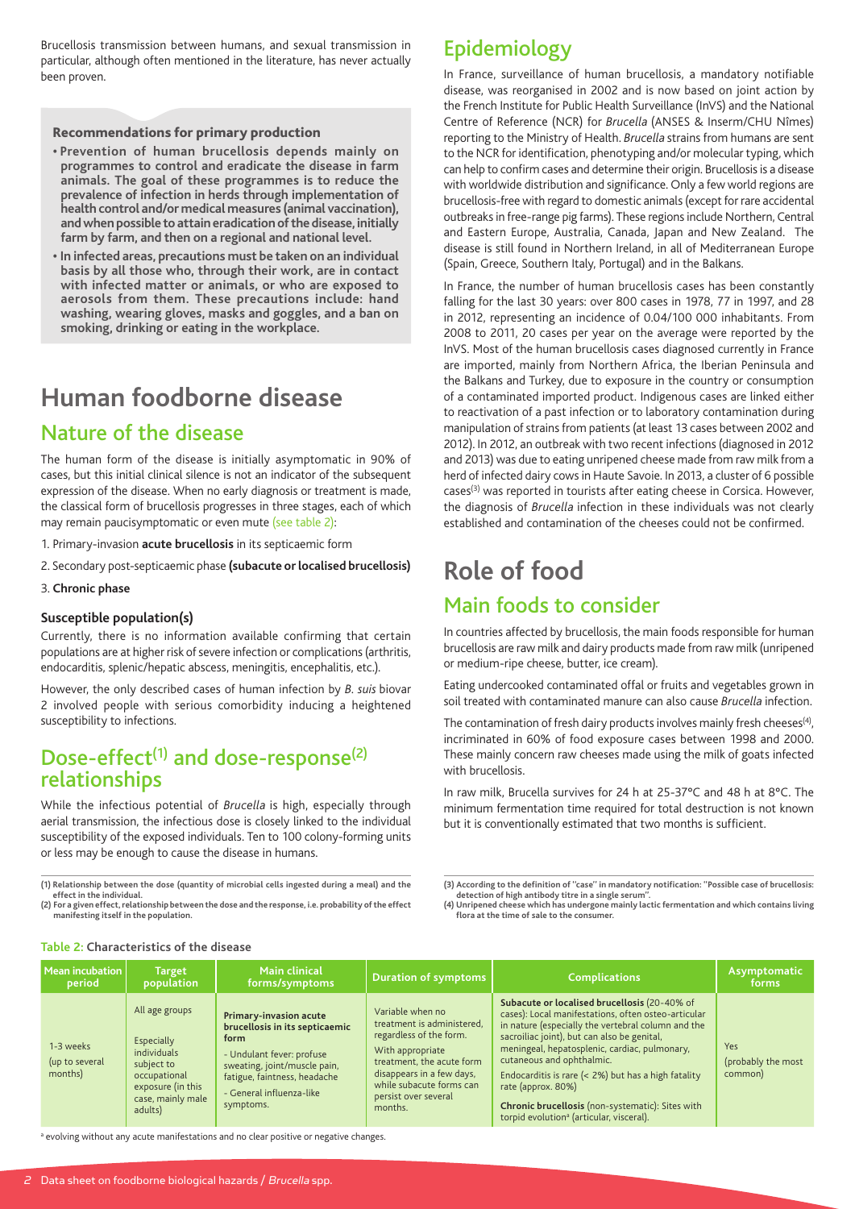Brucellosis transmission between humans, and sexual transmission in particular, although often mentioned in the literature, has never actually been proven.

#### Recommendations for primary production

- **Prevention of human brucellosis depends mainly on programmes to control and eradicate the disease in farm animals. The goal of these programmes is to reduce the prevalence of infection in herds through implementation of health control and/or medical measures (animal vaccination), and when possible to attain eradication of the disease, initially farm by farm, and then on a regional and national level.**
- **In infected areas, precautions must be taken on an individual basis by all those who, through their work, are in contact with infected matter or animals, or who are exposed to aerosols from them. These precautions include: hand washing, wearing gloves, masks and goggles, and a ban on smoking, drinking or eating in the workplace.**

# Human foodborne disease

## Nature of the disease

The human form of the disease is initially asymptomatic in 90% of cases, but this initial clinical silence is not an indicator of the subsequent expression of the disease. When no early diagnosis or treatment is made, the classical form of brucellosis progresses in three stages, each of which may remain paucisymptomatic or even mute (see table 2):

1. Primary-invasion **acute brucellosis** in its septicaemic form
2. Secondary post-septicaemic phase **(subacute or localised brucellosis)**
3. **Chronic phase**

### Susceptible population(s)

Currently, there is no information available confirming that certain populations are at higher risk of severe infection or complications (arthritis, endocarditis, splenic/hepatic abscess, meningitis, encephalitis, etc.).

However, the only described cases of human infection by *B. suis* biovar 2 involved people with serious comorbidity inducing a heightened susceptibility to infections.

## Dose-effect[1] and dose-response[2] relationships

While the infectious potential of *Brucella* is high, especially through aerial transmission, the infectious dose is closely linked to the individual susceptibility of the exposed individuals. Ten to 100 colony-forming units or less may be enough to cause the disease in humans.

(1) Relationship between the dose (quantity of microbial cells ingested during a meal) and the effect in the individual.
(2) For a given effect, relationship between the dose and the response, i.e. probability of the effect manifesting itself in the population.

## Epidemiology

In France, surveillance of human brucellosis, a mandatory notifiable disease, was reorganised in 2002 and is now based on joint action by the French Institute for Public Health Surveillance (InVS) and the National Centre of Reference (NCR) for *Brucella* (ANSES & Inserm/CHU Nîmes) reporting to the Ministry of Health. *Brucella* strains from humans are sent to the NCR for identification, phenotyping and/or molecular typing, which can help to confirm cases and determine their origin. Brucellosis is a disease with worldwide distribution and significance. Only a few world regions are brucellosis-free with regard to domestic animals (except for rare accidental outbreaks in free-range pig farms). These regions include Northern, Central and Eastern Europe, Australia, Canada, Japan and New Zealand. The disease is still found in Northern Ireland, in all of Mediterranean Europe (Spain, Greece, Southern Italy, Portugal) and in the Balkans.

In France, the number of human brucellosis cases has been constantly falling for the last 30 years: over 800 cases in 1978, 77 in 1997, and 28 in 2012, representing an incidence of 0.04/100 000 inhabitants. From 2008 to 2011, 20 cases per year on the average were reported by the InVS. Most of the human brucellosis cases diagnosed currently in France are imported, mainly from Northern Africa, the Iberian Peninsula and the Balkans and Turkey, due to exposure in the country or consumption of a contaminated imported product. Indigenous cases are linked either to reactivation of a past infection or to laboratory contamination during manipulation of strains from patients (at least 13 cases between 2002 and 2012). In 2012, an outbreak with two recent infections (diagnosed in 2012 and 2013) was due to eating unripened cheese made from raw milk from a herd of infected dairy cows in Haute Savoie. In 2013, a cluster of 6 possible cases[3] was reported in tourists after eating cheese in Corsica. However, the diagnosis of *Brucella* infection in these individuals was not clearly established and contamination of the cheeses could not be confirmed.

# Role of food

## Main foods to consider

In countries affected by brucellosis, the main foods responsible for human brucellosis are raw milk and dairy products made from raw milk (unripened or medium-ripe cheese, butter, ice cream).

Eating undercooked contaminated offal or fruits and vegetables grown in soil treated with contaminated manure can also cause *Brucella* infection.

The contamination of fresh dairy products involves mainly fresh cheeses[4], incriminated in 60% of food exposure cases between 1998 and 2000. These mainly concern raw cheeses made using the milk of goats infected with brucellosis.

In raw milk, Brucella survives for 24 h at 25-37°C and 48 h at 8°C. The minimum fermentation time required for total destruction is not known but it is conventionally estimated that two months is sufficient.

(3) According to the definition of "case" in mandatory notification: "Possible case of brucellosis: detection of high antibody titre in a single serum".
(4) Unripened cheese which has undergone mainly lactic fermentation and which contains living flora at the time of sale to the consumer.

**Table 2: Characteristics of the disease**

| Mean incubation period | Target population | Main clinical forms/symptoms | Duration of symptoms | Complications | Asymptomatic forms |
|---|---|---|---|---|---|
| 1-3 weeks (up to several months) | All age groups<br><br>Especially individuals subject to occupational exposure (in this case, mainly male adults) | **Primary-invasion acute brucellosis in its septicaemic form**<br>- Undulant fever: profuse sweating, joint/muscle pain, fatigue, faintness, headache<br>- General influenza-like symptoms. | Variable when no treatment is administered, regardless of the form.<br>With appropriate treatment, the acute form disappears in a few days, while subacute forms can persist over several months. | **Subacute or localised brucellosis** (20-40% of cases): Local manifestations, often osteo-articular in nature (especially the vertebral column and the sacroiliac joint), but can also be genital, meningeal, hepatosplenic, cardiac, pulmonary, cutaneous and ophthalmic.<br>Endocarditis is rare (< 2%) but has a high fatality rate (approx. 80%)<br>**Chronic brucellosis** (non-systematic): Sites with torpid evolution[a] (articular, visceral). | Yes (probably the most common) |

[a] evolving without any acute manifestations and no clear positive or negative changes.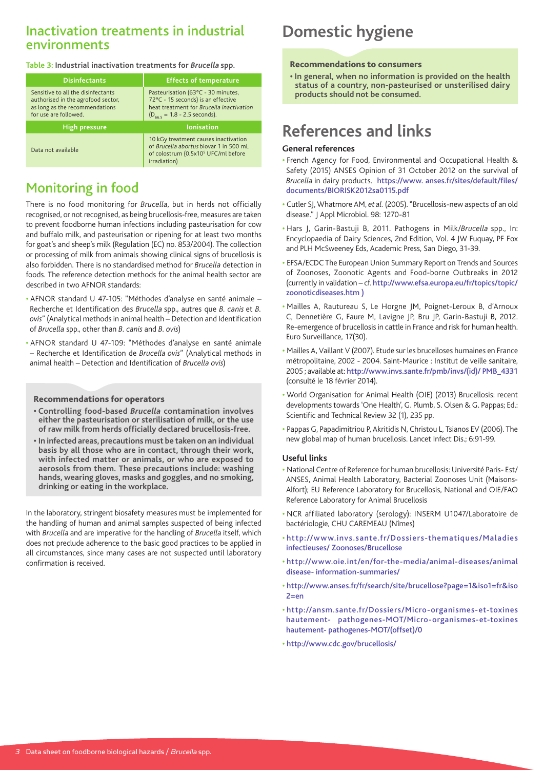## Inactivation treatments in industrial environments

**Table 3: Industrial inactivation treatments for *Brucella* spp.**

| Disinfectants | Effects of temperature |
|---|---|
| Sensitive to all the disinfectants authorised in the agrofood sector, as long as the recommendations for use are followed. | Pasteurisation (63°C - 30 minutes, 72°C - 15 seconds) is an effective heat treatment for *Brucella inactivation* ($D_{66.5}$ = 1.8 - 2.5 seconds). |
| **High pressure** | **Ionisation** |
| Data not available | 10 kGy treatment causes inactivation of *Brucella abortus* biovar 1 in 500 mL of colostrum (0.5x$10^5$ UFC/ml before irradiation) |

## Monitoring in food

There is no food monitoring for *Brucella*, but in herds not officially recognised, or not recognised, as being brucellosis-free, measures are taken to prevent foodborne human infections including pasteurisation for cow and buffalo milk, and pasteurisation or ripening for at least two months for goat's and sheep's milk (Regulation (EC) no. 853/2004). The collection or processing of milk from animals showing clinical signs of brucellosis is also forbidden. There is no standardised method for *Brucella* detection in foods. The reference detection methods for the animal health sector are described in two AFNOR standards:

- AFNOR standard U 47-105: "Méthodes d'analyse en santé animale – Recherche et Identification des *Brucella* spp., autres que *B. canis* et *B. ovis*" (Analytical methods in animal health – Detection and Identification of *Brucella* spp., other than *B. canis* and *B. ovis*)
- AFNOR standard U 47-109: "Méthodes d'analyse en santé animale – Recherche et Identification de *Brucella ovis*" (Analytical methods in animal health – Detection and Identification of *Brucella ovis*)

**Recommendations for operators**

- **Controlling food-based *Brucella* contamination involves either the pasteurisation or sterilisation of milk, or the use of raw milk from herds officially declared brucellosis-free.**
- **In infected areas, precautions must be taken on an individual basis by all those who are in contact, through their work, with infected matter or animals, or who are exposed to aerosols from them. These precautions include: washing hands, wearing gloves, masks and goggles, and no smoking, drinking or eating in the workplace.**

In the laboratory, stringent biosafety measures must be implemented for the handling of human and animal samples suspected of being infected with *Brucella* and are imperative for the handling of *Brucella* itself, which does not preclude adherence to the basic good practices to be applied in all circumstances, since many cases are not suspected until laboratory confirmation is received.

# Domestic hygiene

**Recommendations to consumers**

- **In general, when no information is provided on the health status of a country, non-pasteurised or unsterilised dairy products should not be consumed.**

# References and links

### General references

- French Agency for Food, Environmental and Occupational Health & Safety (2015) ANSES Opinion of 31 October 2012 on the survival of *Brucella* in dairy products. https://www. anses.fr/sites/default/files/ documents/BIORISK2012sa0115.pdf
- Cutler SJ, Whatmore AM, *et al.* (2005). "Brucellosis-new aspects of an old disease." J Appl Microbiol. 98: 1270-81
- Hars J, Garin-Bastuji B, 2011. Pathogens in Milk/*Brucella* spp., In: Encyclopaedia of Dairy Sciences, 2nd Edition, Vol. 4 JW Fuquay, PF Fox and PLH McSweeney Eds, Academic Press, San Diego, 31-39.
- EFSA/ECDC The European Union Summary Report on Trends and Sources of Zoonoses, Zoonotic Agents and Food-borne Outbreaks in 2012 (currently in validation – cf. http://www.efsa.europa.eu/fr/topics/topic/ zoonoticdiseases.htm )
- Mailles A, Rautureau S, Le Horgne JM, Poignet-Leroux B, d'Arnoux C, Dennetière G, Faure M, Lavigne JP, Bru JP, Garin-Bastuji B, 2012. Re-emergence of brucellosis in cattle in France and risk for human health. Euro Surveillance, 17(30).
- Mailles A, Vaillant V (2007). Etude sur les brucelloses humaines en France métropolitaine, 2002 - 2004. Saint-Maurice : Institut de veille sanitaire, 2005 ; available at: http://www.invs.sante.fr/pmb/invs/(id)/ PMB_4331 (consulté le 18 février 2014).
- World Organisation for Animal Health (OIE) (2013) Brucellosis: recent developments towards 'One Health', G. Plumb, S. Olsen & G. Pappas; Ed.: Scientific and Technical Review 32 (1), 235 pp.
- Pappas G, Papadimitriou P, Akritidis N, Christou L, Tsianos EV (2006). The new global map of human brucellosis. Lancet Infect Dis.; 6:91-99.

### Useful links

- National Centre of Reference for human brucellosis: Université Paris- Est/ ANSES, Animal Health Laboratory, Bacterial Zoonoses Unit (Maisons-Alfort); EU Reference Laboratory for Brucellosis, National and OIE/FAO Reference Laboratory for Animal Brucellosis
- NCR affiliated laboratory (serology): INSERM U1047/Laboratoire de bactériologie, CHU CAREMEAU (Nîmes)
- http://www.invs.sante.fr/Dossiers-thematiques/Maladies infectieuses/ Zoonoses/Brucellose
- http://www.oie.int/en/for-the-media/animal-diseases/animal disease- information-summaries/
- http://www.anses.fr/fr/search/site/brucellose?page=1&iso1=fr&iso2=en
- http://ansm.sante.fr/Dossiers/Micro-organismes-et-toxines hautement- pathogenes-MOT/Micro-organismes-et-toxines hautement- pathogenes-MOT/(offset)/0
- http://www.cdc.gov/brucellosis/